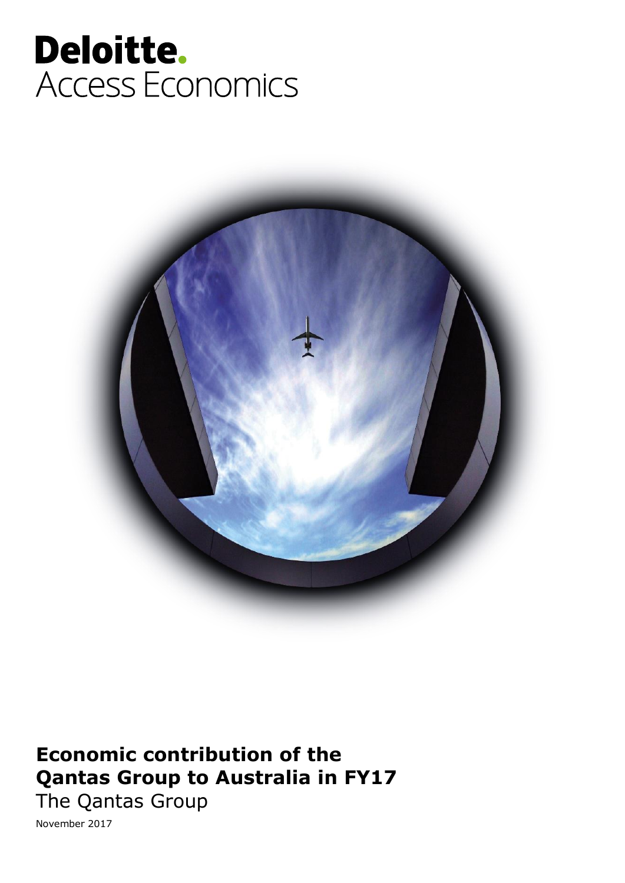Deloitte.
Access Economics

# Economic contribution of the Qantas Group to Australia in FY17

The Qantas Group

November 2017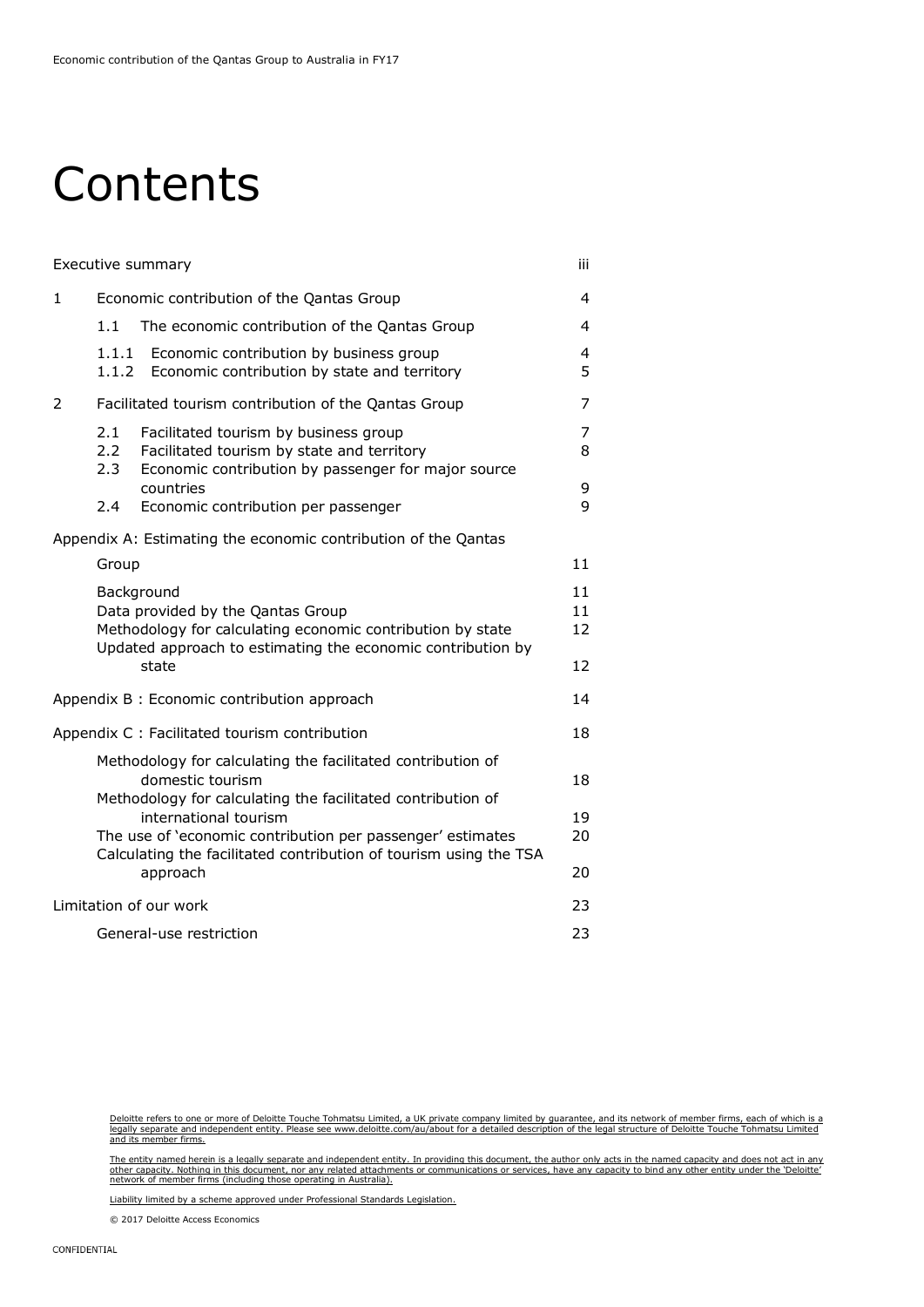# Contents

| | | |
|---|---|---|
| Executive summary | | iii |
| 1 | Economic contribution of the Qantas Group | 4 |
| | 1.1 The economic contribution of the Qantas Group | 4 |
| | 1.1.1 Economic contribution by business group | 4 |
| | 1.1.2 Economic contribution by state and territory | 5 |
| 2 | Facilitated tourism contribution of the Qantas Group | 7 |
| | 2.1 Facilitated tourism by business group | 7 |
| | 2.2 Facilitated tourism by state and territory | 8 |
| | 2.3 Economic contribution by passenger for major source countries | 9 |
| | 2.4 Economic contribution per passenger | 9 |
| Appendix A: Estimating the economic contribution of the Qantas Group | | 11 |
| | Background | 11 |
| | Data provided by the Qantas Group | 11 |
| | Methodology for calculating economic contribution by state | 12 |
| | Updated approach to estimating the economic contribution by state | 12 |
| Appendix B : Economic contribution approach | | 14 |
| Appendix C : Facilitated tourism contribution | | 18 |
| | Methodology for calculating the facilitated contribution of domestic tourism | 18 |
| | Methodology for calculating the facilitated contribution of international tourism | 19 |
| | The use of 'economic contribution per passenger' estimates | 20 |
| | Calculating the facilitated contribution of tourism using the TSA approach | 20 |
| Limitation of our work | | 23 |
| | General-use restriction | 23 |

Deloitte refers to one or more of Deloitte Touche Tohmatsu Limited, a UK private company limited by guarantee, and its network of member firms, each of which is a legally separate and independent entity. Please see www.deloitte.com/au/about for a detailed description of the legal structure of Deloitte Touche Tohmatsu Limited and its member firms.

The entity named herein is a legally separate and independent entity. In providing this document, the author only acts in the named capacity and does not act in any other capacity. Nothing in this document, nor any related attachments or communications or services, have any capacity to bind any other entity under the 'Deloitte' network of member firms (including those operating in Australia).

Liability limited by a scheme approved under Professional Standards Legislation.

© 2017 Deloitte Access Economics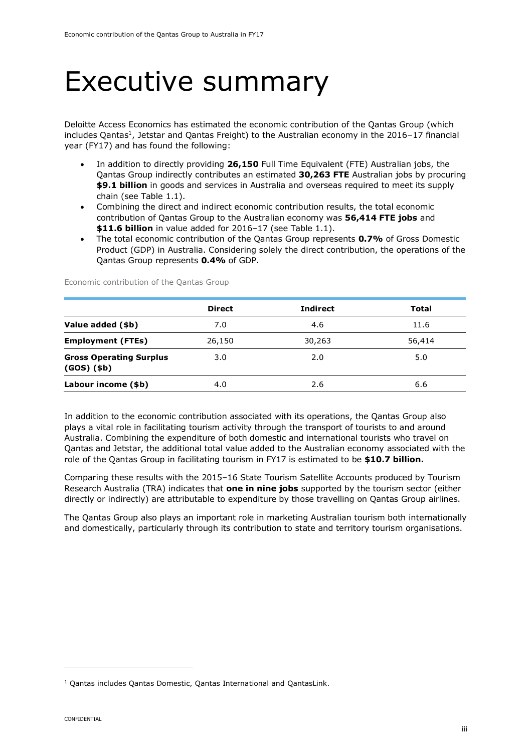# Executive summary

Deloitte Access Economics has estimated the economic contribution of the Qantas Group (which includes Qantas[1], Jetstar and Qantas Freight) to the Australian economy in the 2016–17 financial year (FY17) and has found the following:

- In addition to directly providing **26,150** Full Time Equivalent (FTE) Australian jobs, the Qantas Group indirectly contributes an estimated **30,263 FTE** Australian jobs by procuring **$9.1 billion** in goods and services in Australia and overseas required to meet its supply chain (see Table 1.1).
- Combining the direct and indirect economic contribution results, the total economic contribution of Qantas Group to the Australian economy was **56,414 FTE jobs** and **$11.6 billion** in value added for 2016–17 (see Table 1.1).
- The total economic contribution of the Qantas Group represents **0.7%** of Gross Domestic Product (GDP) in Australia. Considering solely the direct contribution, the operations of the Qantas Group represents **0.4%** of GDP.

Economic contribution of the Qantas Group

| | Direct | Indirect | Total |
|---|---|---|---|
| **Value added ($b)** | 7.0 | 4.6 | 11.6 |
| **Employment (FTEs)** | 26,150 | 30,263 | 56,414 |
| **Gross Operating Surplus (GOS) ($b)** | 3.0 | 2.0 | 5.0 |
| **Labour income ($b)** | 4.0 | 2.6 | 6.6 |

In addition to the economic contribution associated with its operations, the Qantas Group also plays a vital role in facilitating tourism activity through the transport of tourists to and around Australia. Combining the expenditure of both domestic and international tourists who travel on Qantas and Jetstar, the additional total value added to the Australian economy associated with the role of the Qantas Group in facilitating tourism in FY17 is estimated to be **$10.7 billion.**

Comparing these results with the 2015–16 State Tourism Satellite Accounts produced by Tourism Research Australia (TRA) indicates that **one in nine jobs** supported by the tourism sector (either directly or indirectly) are attributable to expenditure by those travelling on Qantas Group airlines.

The Qantas Group also plays an important role in marketing Australian tourism both internationally and domestically, particularly through its contribution to state and territory tourism organisations.

[1] Qantas includes Qantas Domestic, Qantas International and QantasLink.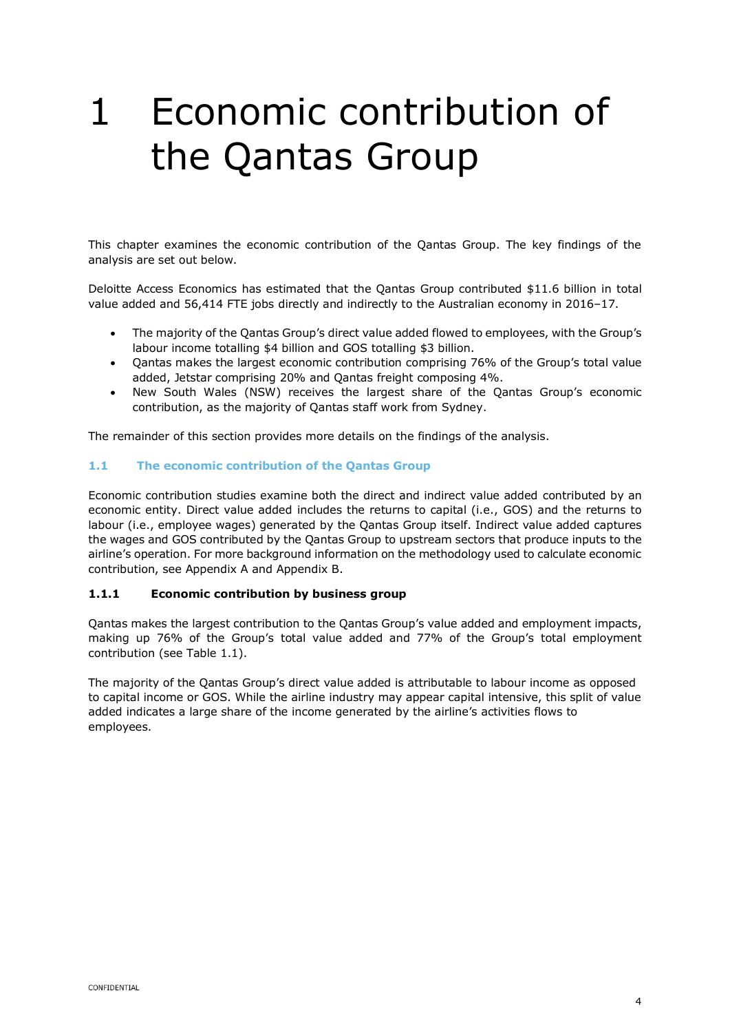# 1 Economic contribution of the Qantas Group

This chapter examines the economic contribution of the Qantas Group. The key findings of the analysis are set out below.

Deloitte Access Economics has estimated that the Qantas Group contributed $11.6 billion in total value added and 56,414 FTE jobs directly and indirectly to the Australian economy in 2016–17.

- The majority of the Qantas Group's direct value added flowed to employees, with the Group's labour income totalling $4 billion and GOS totalling $3 billion.
- Qantas makes the largest economic contribution comprising 76% of the Group's total value added, Jetstar comprising 20% and Qantas freight composing 4%.
- New South Wales (NSW) receives the largest share of the Qantas Group's economic contribution, as the majority of Qantas staff work from Sydney.

The remainder of this section provides more details on the findings of the analysis.

## 1.1 The economic contribution of the Qantas Group

Economic contribution studies examine both the direct and indirect value added contributed by an economic entity. Direct value added includes the returns to capital (i.e., GOS) and the returns to labour (i.e., employee wages) generated by the Qantas Group itself. Indirect value added captures the wages and GOS contributed by the Qantas Group to upstream sectors that produce inputs to the airline's operation. For more background information on the methodology used to calculate economic contribution, see Appendix A and Appendix B.

### 1.1.1 Economic contribution by business group

Qantas makes the largest contribution to the Qantas Group's value added and employment impacts, making up 76% of the Group's total value added and 77% of the Group's total employment contribution (see Table 1.1).

The majority of the Qantas Group's direct value added is attributable to labour income as opposed to capital income or GOS. While the airline industry may appear capital intensive, this split of value added indicates a large share of the income generated by the airline's activities flows to employees.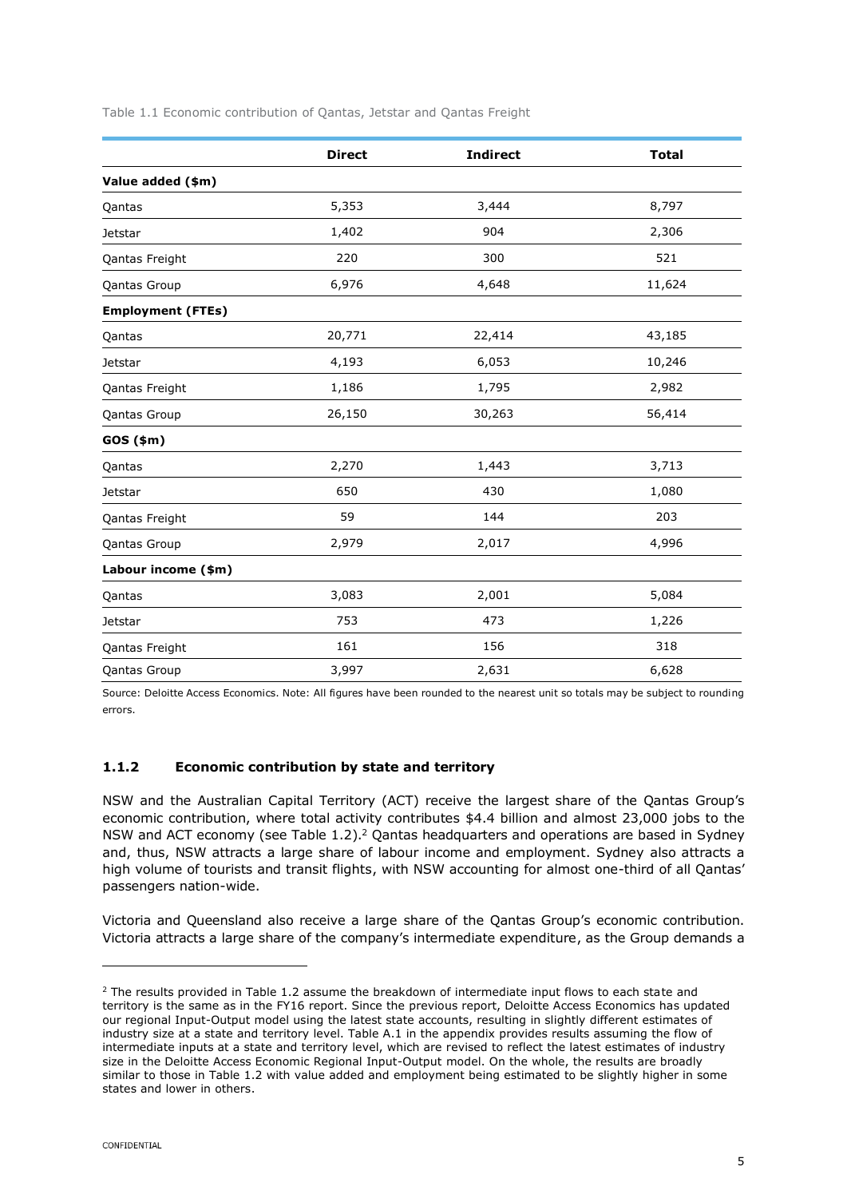Table 1.1 Economic contribution of Qantas, Jetstar and Qantas Freight

| | Direct | Indirect | Total |
|---|---|---|---|
| **Value added ($m)** | | | |
| Qantas | 5,353 | 3,444 | 8,797 |
| Jetstar | 1,402 | 904 | 2,306 |
| Qantas Freight | 220 | 300 | 521 |
| Qantas Group | 6,976 | 4,648 | 11,624 |
| **Employment (FTEs)** | | | |
| Qantas | 20,771 | 22,414 | 43,185 |
| Jetstar | 4,193 | 6,053 | 10,246 |
| Qantas Freight | 1,186 | 1,795 | 2,982 |
| Qantas Group | 26,150 | 30,263 | 56,414 |
| **GOS ($m)** | | | |
| Qantas | 2,270 | 1,443 | 3,713 |
| Jetstar | 650 | 430 | 1,080 |
| Qantas Freight | 59 | 144 | 203 |
| Qantas Group | 2,979 | 2,017 | 4,996 |
| **Labour income ($m)** | | | |
| Qantas | 3,083 | 2,001 | 5,084 |
| Jetstar | 753 | 473 | 1,226 |
| Qantas Freight | 161 | 156 | 318 |
| Qantas Group | 3,997 | 2,631 | 6,628 |

Source: Deloitte Access Economics. Note: All figures have been rounded to the nearest unit so totals may be subject to rounding errors.

### 1.1.2 Economic contribution by state and territory

NSW and the Australian Capital Territory (ACT) receive the largest share of the Qantas Group's economic contribution, where total activity contributes $4.4 billion and almost 23,000 jobs to the NSW and ACT economy (see Table 1.2).[2] Qantas headquarters and operations are based in Sydney and, thus, NSW attracts a large share of labour income and employment. Sydney also attracts a high volume of tourists and transit flights, with NSW accounting for almost one-third of all Qantas' passengers nation-wide.

Victoria and Queensland also receive a large share of the Qantas Group's economic contribution. Victoria attracts a large share of the company's intermediate expenditure, as the Group demands a

[2] The results provided in Table 1.2 assume the breakdown of intermediate input flows to each state and territory is the same as in the FY16 report. Since the previous report, Deloitte Access Economics has updated our regional Input-Output model using the latest state accounts, resulting in slightly different estimates of industry size at a state and territory level. Table A.1 in the appendix provides results assuming the flow of intermediate inputs at a state and territory level, which are revised to reflect the latest estimates of industry size in the Deloitte Access Economic Regional Input-Output model. On the whole, the results are broadly similar to those in Table 1.2 with value added and employment being estimated to be slightly higher in some states and lower in others.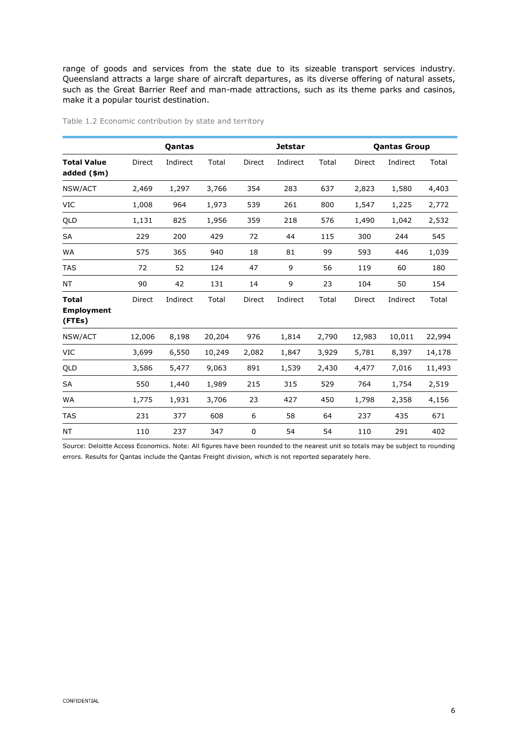range of goods and services from the state due to its sizeable transport services industry. Queensland attracts a large share of aircraft departures, as its diverse offering of natural assets, such as the Great Barrier Reef and man-made attractions, such as its theme parks and casinos, make it a popular tourist destination.

Table 1.2 Economic contribution by state and territory

| | Qantas | | | Jetstar | | | Qantas Group | | |
|---|---|---|---|---|---|---|---|---|---|
| **Total Value added ($m)** | Direct | Indirect | Total | Direct | Indirect | Total | Direct | Indirect | Total |
| NSW/ACT | 2,469 | 1,297 | 3,766 | 354 | 283 | 637 | 2,823 | 1,580 | 4,403 |
| VIC | 1,008 | 964 | 1,973 | 539 | 261 | 800 | 1,547 | 1,225 | 2,772 |
| QLD | 1,131 | 825 | 1,956 | 359 | 218 | 576 | 1,490 | 1,042 | 2,532 |
| SA | 229 | 200 | 429 | 72 | 44 | 115 | 300 | 244 | 545 |
| WA | 575 | 365 | 940 | 18 | 81 | 99 | 593 | 446 | 1,039 |
| TAS | 72 | 52 | 124 | 47 | 9 | 56 | 119 | 60 | 180 |
| NT | 90 | 42 | 131 | 14 | 9 | 23 | 104 | 50 | 154 |
| **Total Employment (FTEs)** | Direct | Indirect | Total | Direct | Indirect | Total | Direct | Indirect | Total |
| NSW/ACT | 12,006 | 8,198 | 20,204 | 976 | 1,814 | 2,790 | 12,983 | 10,011 | 22,994 |
| VIC | 3,699 | 6,550 | 10,249 | 2,082 | 1,847 | 3,929 | 5,781 | 8,397 | 14,178 |
| QLD | 3,586 | 5,477 | 9,063 | 891 | 1,539 | 2,430 | 4,477 | 7,016 | 11,493 |
| SA | 550 | 1,440 | 1,989 | 215 | 315 | 529 | 764 | 1,754 | 2,519 |
| WA | 1,775 | 1,931 | 3,706 | 23 | 427 | 450 | 1,798 | 2,358 | 4,156 |
| TAS | 231 | 377 | 608 | 6 | 58 | 64 | 237 | 435 | 671 |
| NT | 110 | 237 | 347 | 0 | 54 | 54 | 110 | 291 | 402 |

Source: Deloitte Access Economics. Note: All figures have been rounded to the nearest unit so totals may be subject to rounding errors. Results for Qantas include the Qantas Freight division, which is not reported separately here.

CONFIDENTIAL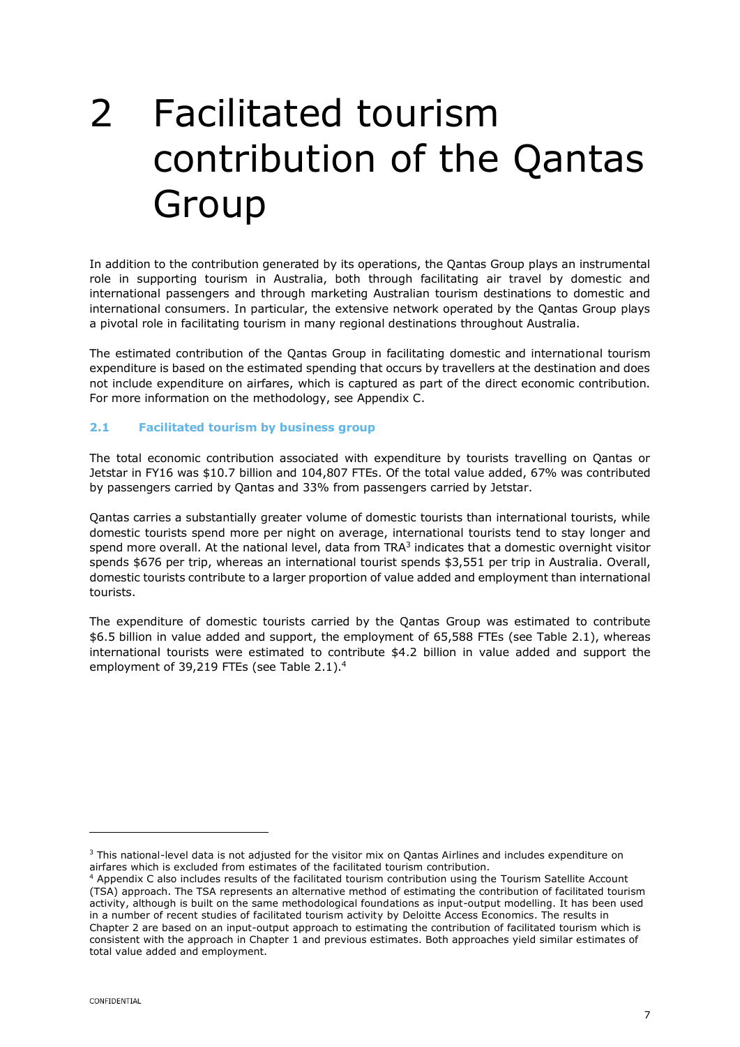# 2 Facilitated tourism contribution of the Qantas Group

In addition to the contribution generated by its operations, the Qantas Group plays an instrumental role in supporting tourism in Australia, both through facilitating air travel by domestic and international passengers and through marketing Australian tourism destinations to domestic and international consumers. In particular, the extensive network operated by the Qantas Group plays a pivotal role in facilitating tourism in many regional destinations throughout Australia.

The estimated contribution of the Qantas Group in facilitating domestic and international tourism expenditure is based on the estimated spending that occurs by travellers at the destination and does not include expenditure on airfares, which is captured as part of the direct economic contribution. For more information on the methodology, see Appendix C.

### 2.1 Facilitated tourism by business group

The total economic contribution associated with expenditure by tourists travelling on Qantas or Jetstar in FY16 was $10.7 billion and 104,807 FTEs. Of the total value added, 67% was contributed by passengers carried by Qantas and 33% from passengers carried by Jetstar.

Qantas carries a substantially greater volume of domestic tourists than international tourists, while domestic tourists spend more per night on average, international tourists tend to stay longer and spend more overall. At the national level, data from TRA[3] indicates that a domestic overnight visitor spends $676 per trip, whereas an international tourist spends $3,551 per trip in Australia. Overall, domestic tourists contribute to a larger proportion of value added and employment than international tourists.

The expenditure of domestic tourists carried by the Qantas Group was estimated to contribute $6.5 billion in value added and support, the employment of 65,588 FTEs (see Table 2.1), whereas international tourists were estimated to contribute $4.2 billion in value added and support the employment of 39,219 FTEs (see Table 2.1).[4]

---

[3] This national-level data is not adjusted for the visitor mix on Qantas Airlines and includes expenditure on airfares which is excluded from estimates of the facilitated tourism contribution.

[4] Appendix C also includes results of the facilitated tourism contribution using the Tourism Satellite Account (TSA) approach. The TSA represents an alternative method of estimating the contribution of facilitated tourism activity, although is built on the same methodological foundations as input-output modelling. It has been used in a number of recent studies of facilitated tourism activity by Deloitte Access Economics. The results in Chapter 2 are based on an input-output approach to estimating the contribution of facilitated tourism which is consistent with the approach in Chapter 1 and previous estimates. Both approaches yield similar estimates of total value added and employment.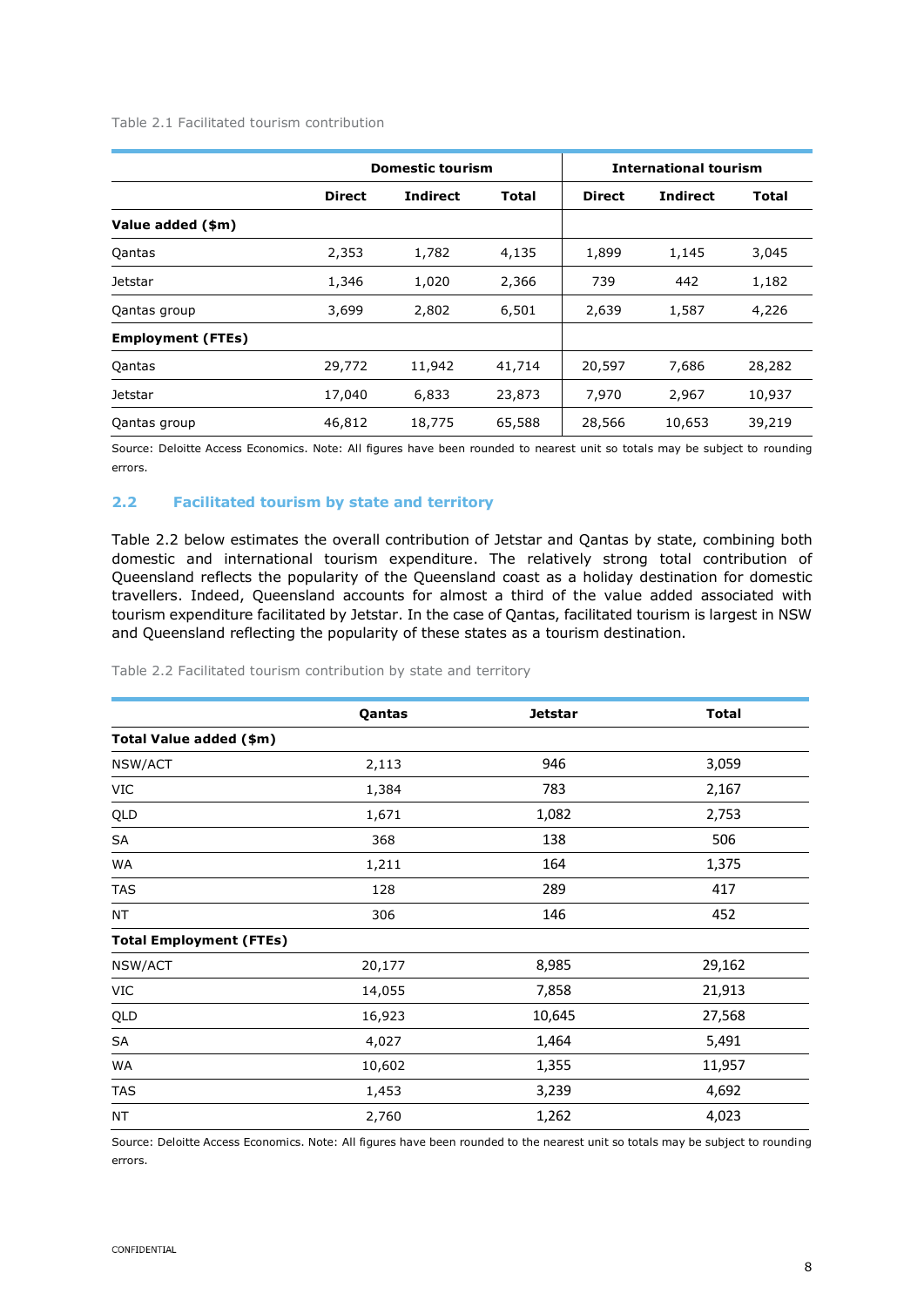Table 2.1 Facilitated tourism contribution

| | Domestic tourism | | | International tourism | | |
|---|---|---|---|---|---|---|
| | Direct | Indirect | Total | Direct | Indirect | Total |
| **Value added ($m)** | | | | | | |
| Qantas | 2,353 | 1,782 | 4,135 | 1,899 | 1,145 | 3,045 |
| Jetstar | 1,346 | 1,020 | 2,366 | 739 | 442 | 1,182 |
| Qantas group | 3,699 | 2,802 | 6,501 | 2,639 | 1,587 | 4,226 |
| **Employment (FTEs)** | | | | | | |
| Qantas | 29,772 | 11,942 | 41,714 | 20,597 | 7,686 | 28,282 |
| Jetstar | 17,040 | 6,833 | 23,873 | 7,970 | 2,967 | 10,937 |
| Qantas group | 46,812 | 18,775 | 65,588 | 28,566 | 10,653 | 39,219 |

Source: Deloitte Access Economics. Note: All figures have been rounded to nearest unit so totals may be subject to rounding errors.

## 2.2 Facilitated tourism by state and territory

Table 2.2 below estimates the overall contribution of Jetstar and Qantas by state, combining both domestic and international tourism expenditure. The relatively strong total contribution of Queensland reflects the popularity of the Queensland coast as a holiday destination for domestic travellers. Indeed, Queensland accounts for almost a third of the value added associated with tourism expenditure facilitated by Jetstar. In the case of Qantas, facilitated tourism is largest in NSW and Queensland reflecting the popularity of these states as a tourism destination.

Table 2.2 Facilitated tourism contribution by state and territory

| | Qantas | Jetstar | Total |
|---|---|---|---|
| **Total Value added ($m)** | | | |
| NSW/ACT | 2,113 | 946 | 3,059 |
| VIC | 1,384 | 783 | 2,167 |
| QLD | 1,671 | 1,082 | 2,753 |
| SA | 368 | 138 | 506 |
| WA | 1,211 | 164 | 1,375 |
| TAS | 128 | 289 | 417 |
| NT | 306 | 146 | 452 |
| **Total Employment (FTEs)** | | | |
| NSW/ACT | 20,177 | 8,985 | 29,162 |
| VIC | 14,055 | 7,858 | 21,913 |
| QLD | 16,923 | 10,645 | 27,568 |
| SA | 4,027 | 1,464 | 5,491 |
| WA | 10,602 | 1,355 | 11,957 |
| TAS | 1,453 | 3,239 | 4,692 |
| NT | 2,760 | 1,262 | 4,023 |

Source: Deloitte Access Economics. Note: All figures have been rounded to the nearest unit so totals may be subject to rounding errors.

CONFIDENTIAL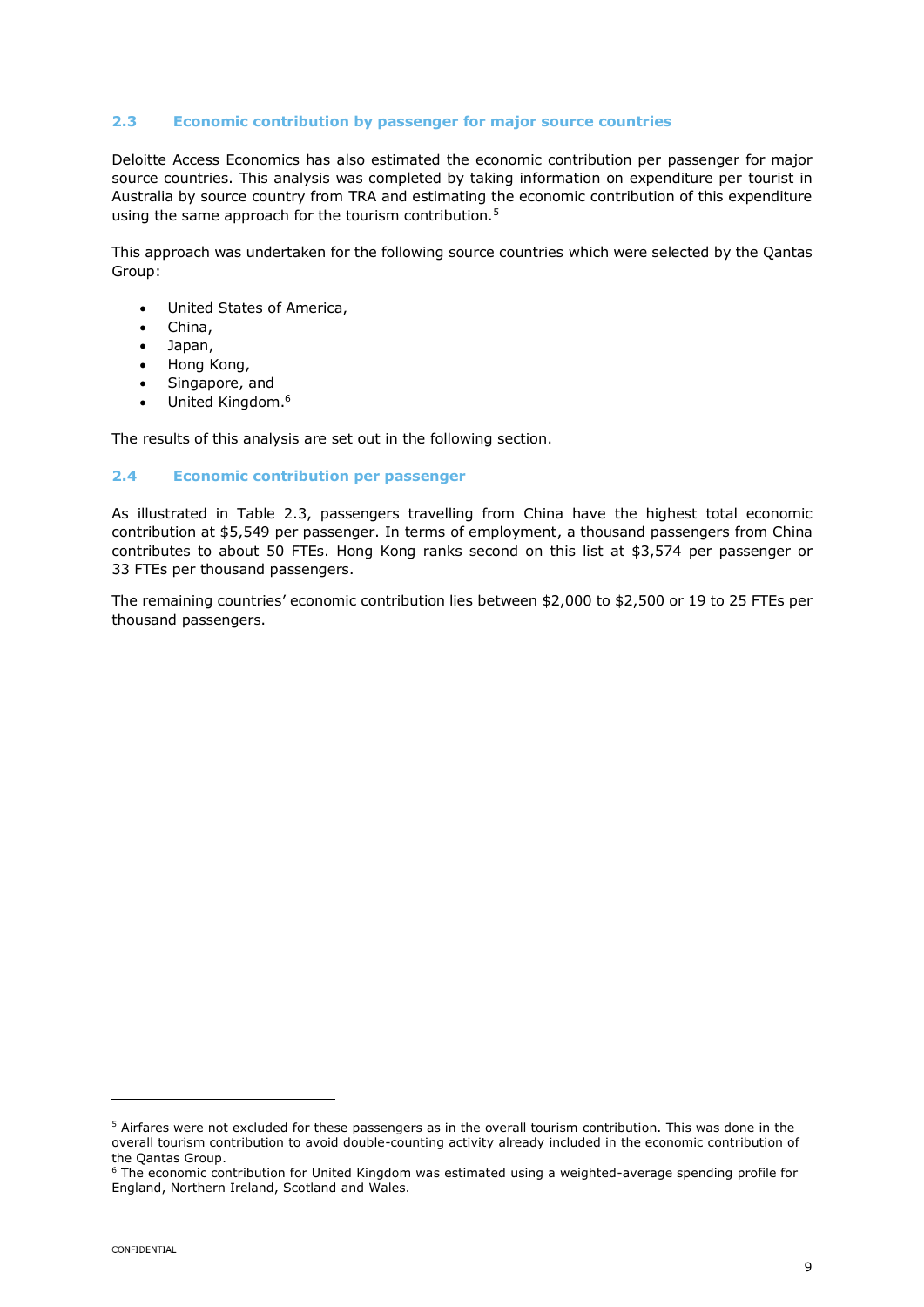## 2.3 Economic contribution by passenger for major source countries

Deloitte Access Economics has also estimated the economic contribution per passenger for major source countries. This analysis was completed by taking information on expenditure per tourist in Australia by source country from TRA and estimating the economic contribution of this expenditure using the same approach for the tourism contribution.[5]

This approach was undertaken for the following source countries which were selected by the Qantas Group:

- United States of America,
- China,
- Japan,
- Hong Kong,
- Singapore, and
- United Kingdom.[6]

The results of this analysis are set out in the following section.

## 2.4 Economic contribution per passenger

As illustrated in Table 2.3, passengers travelling from China have the highest total economic contribution at $5,549 per passenger. In terms of employment, a thousand passengers from China contributes to about 50 FTEs. Hong Kong ranks second on this list at $3,574 per passenger or 33 FTEs per thousand passengers.

The remaining countries' economic contribution lies between $2,000 to $2,500 or 19 to 25 FTEs per thousand passengers.

---

[5] Airfares were not excluded for these passengers as in the overall tourism contribution. This was done in the overall tourism contribution to avoid double-counting activity already included in the economic contribution of the Qantas Group.

[6] The economic contribution for United Kingdom was estimated using a weighted-average spending profile for England, Northern Ireland, Scotland and Wales.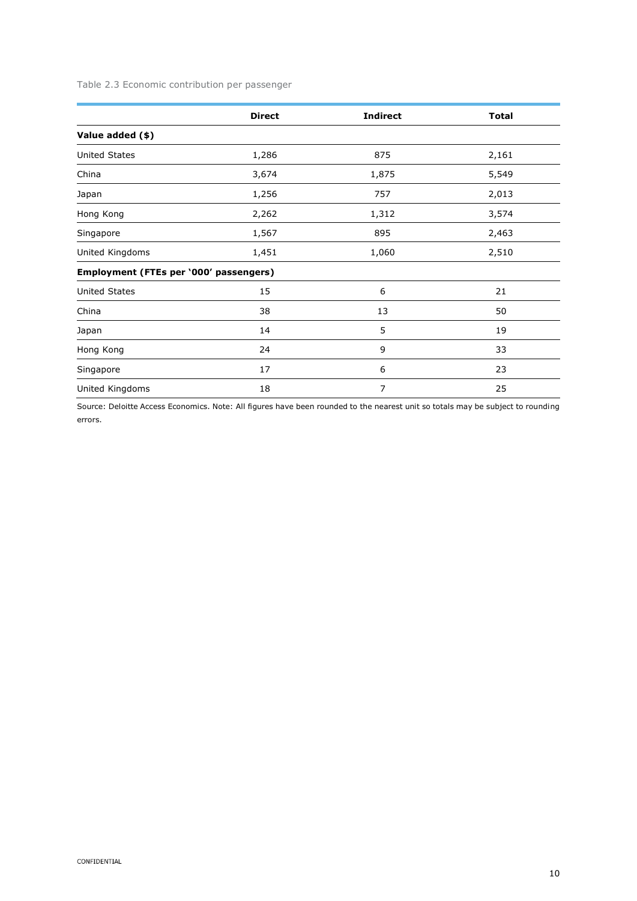Table 2.3 Economic contribution per passenger

| | Direct | Indirect | Total |
|---|---|---|---|
| **Value added ($)** | | | |
| United States | 1,286 | 875 | 2,161 |
| China | 3,674 | 1,875 | 5,549 |
| Japan | 1,256 | 757 | 2,013 |
| Hong Kong | 2,262 | 1,312 | 3,574 |
| Singapore | 1,567 | 895 | 2,463 |
| United Kingdoms | 1,451 | 1,060 | 2,510 |
| **Employment (FTEs per '000' passengers)** | | | |
| United States | 15 | 6 | 21 |
| China | 38 | 13 | 50 |
| Japan | 14 | 5 | 19 |
| Hong Kong | 24 | 9 | 33 |
| Singapore | 17 | 6 | 23 |
| United Kingdoms | 18 | 7 | 25 |

Source: Deloitte Access Economics. Note: All figures have been rounded to the nearest unit so totals may be subject to rounding errors.

CONFIDENTIAL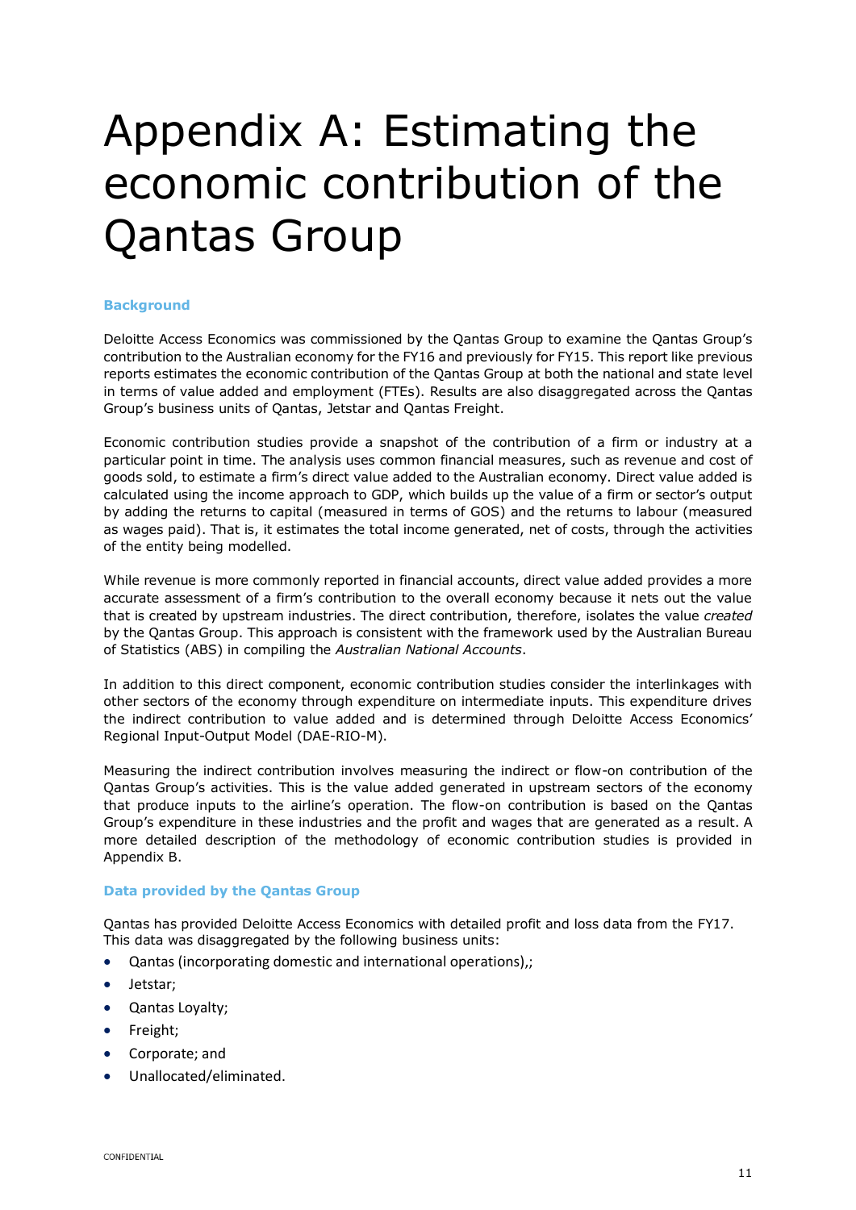# Appendix A: Estimating the economic contribution of the Qantas Group

### Background

Deloitte Access Economics was commissioned by the Qantas Group to examine the Qantas Group's contribution to the Australian economy for the FY16 and previously for FY15. This report like previous reports estimates the economic contribution of the Qantas Group at both the national and state level in terms of value added and employment (FTEs). Results are also disaggregated across the Qantas Group's business units of Qantas, Jetstar and Qantas Freight.

Economic contribution studies provide a snapshot of the contribution of a firm or industry at a particular point in time. The analysis uses common financial measures, such as revenue and cost of goods sold, to estimate a firm's direct value added to the Australian economy. Direct value added is calculated using the income approach to GDP, which builds up the value of a firm or sector's output by adding the returns to capital (measured in terms of GOS) and the returns to labour (measured as wages paid). That is, it estimates the total income generated, net of costs, through the activities of the entity being modelled.

While revenue is more commonly reported in financial accounts, direct value added provides a more accurate assessment of a firm's contribution to the overall economy because it nets out the value that is created by upstream industries. The direct contribution, therefore, isolates the value *created* by the Qantas Group. This approach is consistent with the framework used by the Australian Bureau of Statistics (ABS) in compiling the *Australian National Accounts*.

In addition to this direct component, economic contribution studies consider the interlinkages with other sectors of the economy through expenditure on intermediate inputs. This expenditure drives the indirect contribution to value added and is determined through Deloitte Access Economics' Regional Input-Output Model (DAE-RIO-M).

Measuring the indirect contribution involves measuring the indirect or flow-on contribution of the Qantas Group's activities. This is the value added generated in upstream sectors of the economy that produce inputs to the airline's operation. The flow-on contribution is based on the Qantas Group's expenditure in these industries and the profit and wages that are generated as a result. A more detailed description of the methodology of economic contribution studies is provided in Appendix B.

### Data provided by the Qantas Group

Qantas has provided Deloitte Access Economics with detailed profit and loss data from the FY17. This data was disaggregated by the following business units:

- Qantas (incorporating domestic and international operations),;
- Jetstar;
- Qantas Loyalty;
- Freight;
- Corporate; and
- Unallocated/eliminated.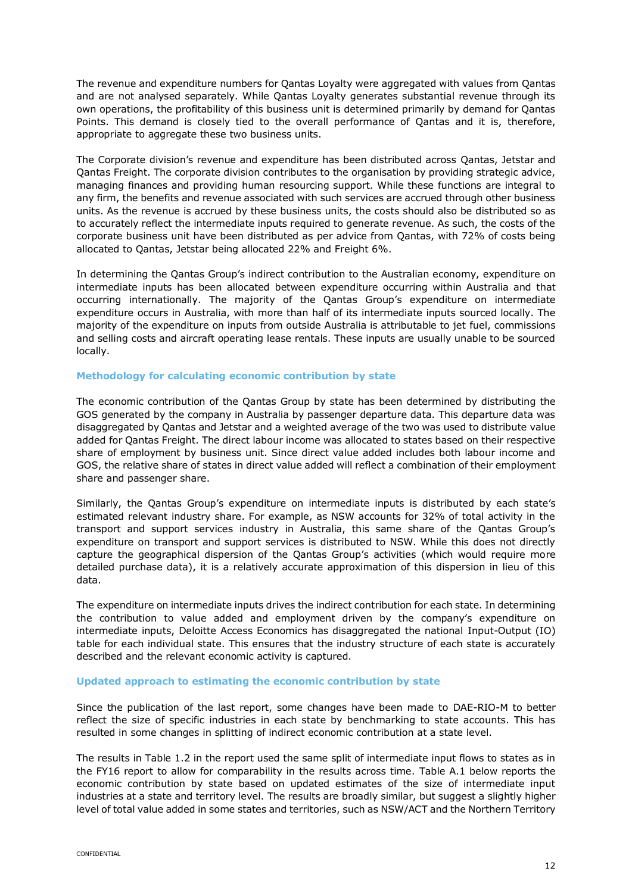The revenue and expenditure numbers for Qantas Loyalty were aggregated with values from Qantas and are not analysed separately. While Qantas Loyalty generates substantial revenue through its own operations, the profitability of this business unit is determined primarily by demand for Qantas Points. This demand is closely tied to the overall performance of Qantas and it is, therefore, appropriate to aggregate these two business units.

The Corporate division's revenue and expenditure has been distributed across Qantas, Jetstar and Qantas Freight. The corporate division contributes to the organisation by providing strategic advice, managing finances and providing human resourcing support. While these functions are integral to any firm, the benefits and revenue associated with such services are accrued through other business units. As the revenue is accrued by these business units, the costs should also be distributed so as to accurately reflect the intermediate inputs required to generate revenue. As such, the costs of the corporate business unit have been distributed as per advice from Qantas, with 72% of costs being allocated to Qantas, Jetstar being allocated 22% and Freight 6%.

In determining the Qantas Group's indirect contribution to the Australian economy, expenditure on intermediate inputs has been allocated between expenditure occurring within Australia and that occurring internationally. The majority of the Qantas Group's expenditure on intermediate expenditure occurs in Australia, with more than half of its intermediate inputs sourced locally. The majority of the expenditure on inputs from outside Australia is attributable to jet fuel, commissions and selling costs and aircraft operating lease rentals. These inputs are usually unable to be sourced locally.

### Methodology for calculating economic contribution by state

The economic contribution of the Qantas Group by state has been determined by distributing the GOS generated by the company in Australia by passenger departure data. This departure data was disaggregated by Qantas and Jetstar and a weighted average of the two was used to distribute value added for Qantas Freight. The direct labour income was allocated to states based on their respective share of employment by business unit. Since direct value added includes both labour income and GOS, the relative share of states in direct value added will reflect a combination of their employment share and passenger share.

Similarly, the Qantas Group's expenditure on intermediate inputs is distributed by each state's estimated relevant industry share. For example, as NSW accounts for 32% of total activity in the transport and support services industry in Australia, this same share of the Qantas Group's expenditure on transport and support services is distributed to NSW. While this does not directly capture the geographical dispersion of the Qantas Group's activities (which would require more detailed purchase data), it is a relatively accurate approximation of this dispersion in lieu of this data.

The expenditure on intermediate inputs drives the indirect contribution for each state. In determining the contribution to value added and employment driven by the company's expenditure on intermediate inputs, Deloitte Access Economics has disaggregated the national Input-Output (IO) table for each individual state. This ensures that the industry structure of each state is accurately described and the relevant economic activity is captured.

### Updated approach to estimating the economic contribution by state

Since the publication of the last report, some changes have been made to DAE-RIO-M to better reflect the size of specific industries in each state by benchmarking to state accounts. This has resulted in some changes in splitting of indirect economic contribution at a state level.

The results in Table 1.2 in the report used the same split of intermediate input flows to states as in the FY16 report to allow for comparability in the results across time. Table A.1 below reports the economic contribution by state based on updated estimates of the size of intermediate input industries at a state and territory level. The results are broadly similar, but suggest a slightly higher level of total value added in some states and territories, such as NSW/ACT and the Northern Territory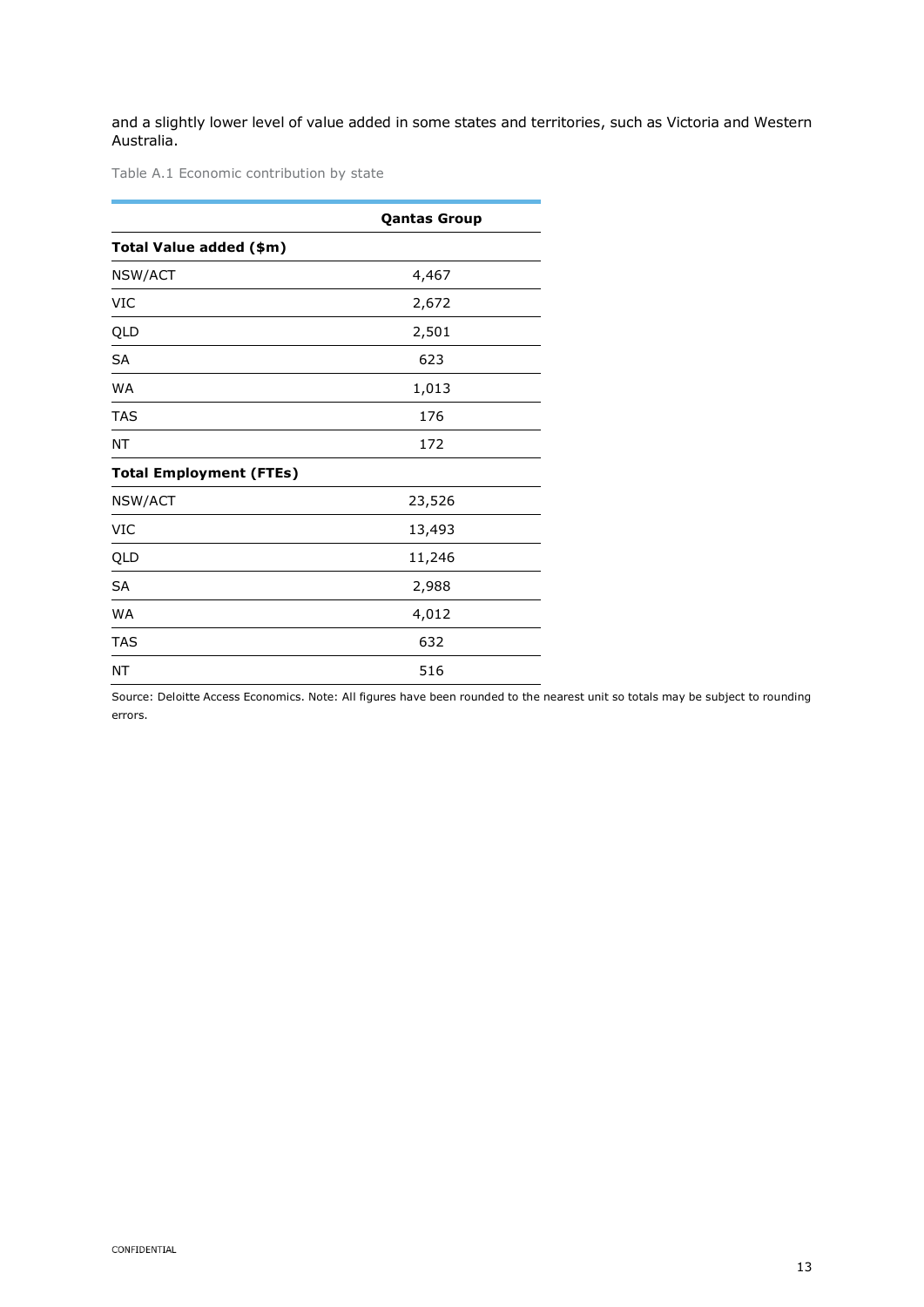and a slightly lower level of value added in some states and territories, such as Victoria and Western Australia.

Table A.1 Economic contribution by state

| | **Qantas Group** |
|---|---|
| **Total Value added ($m)** | |
| NSW/ACT | 4,467 |
| VIC | 2,672 |
| QLD | 2,501 |
| SA | 623 |
| WA | 1,013 |
| TAS | 176 |
| NT | 172 |
| **Total Employment (FTEs)** | |
| NSW/ACT | 23,526 |
| VIC | 13,493 |
| QLD | 11,246 |
| SA | 2,988 |
| WA | 4,012 |
| TAS | 632 |
| NT | 516 |

Source: Deloitte Access Economics. Note: All figures have been rounded to the nearest unit so totals may be subject to rounding errors.

CONFIDENTIAL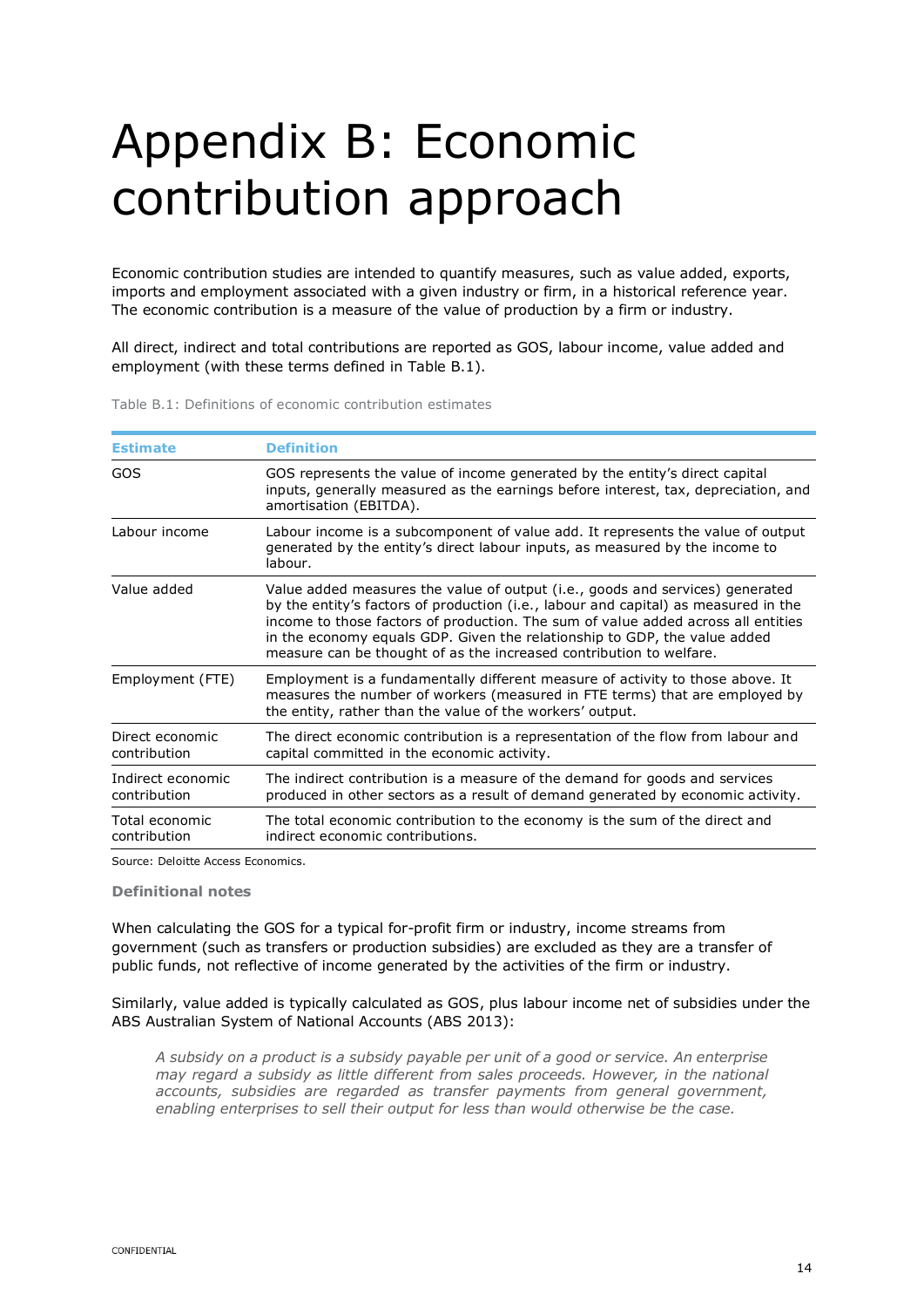# Appendix B: Economic contribution approach

Economic contribution studies are intended to quantify measures, such as value added, exports, imports and employment associated with a given industry or firm, in a historical reference year. The economic contribution is a measure of the value of production by a firm or industry.

All direct, indirect and total contributions are reported as GOS, labour income, value added and employment (with these terms defined in Table B.1).

Table B.1: Definitions of economic contribution estimates

| Estimate | Definition |
|---|---|
| GOS | GOS represents the value of income generated by the entity's direct capital inputs, generally measured as the earnings before interest, tax, depreciation, and amortisation (EBITDA). |
| Labour income | Labour income is a subcomponent of value add. It represents the value of output generated by the entity's direct labour inputs, as measured by the income to labour. |
| Value added | Value added measures the value of output (i.e., goods and services) generated by the entity's factors of production (i.e., labour and capital) as measured in the income to those factors of production. The sum of value added across all entities in the economy equals GDP. Given the relationship to GDP, the value added measure can be thought of as the increased contribution to welfare. |
| Employment (FTE) | Employment is a fundamentally different measure of activity to those above. It measures the number of workers (measured in FTE terms) that are employed by the entity, rather than the value of the workers' output. |
| Direct economic contribution | The direct economic contribution is a representation of the flow from labour and capital committed in the economic activity. |
| Indirect economic contribution | The indirect contribution is a measure of the demand for goods and services produced in other sectors as a result of demand generated by economic activity. |
| Total economic contribution | The total economic contribution to the economy is the sum of the direct and indirect economic contributions. |

Source: Deloitte Access Economics.

**Definitional notes**

When calculating the GOS for a typical for-profit firm or industry, income streams from government (such as transfers or production subsidies) are excluded as they are a transfer of public funds, not reflective of income generated by the activities of the firm or industry.

Similarly, value added is typically calculated as GOS, plus labour income net of subsidies under the ABS Australian System of National Accounts (ABS 2013):

> *A subsidy on a product is a subsidy payable per unit of a good or service. An enterprise may regard a subsidy as little different from sales proceeds. However, in the national accounts, subsidies are regarded as transfer payments from general government, enabling enterprises to sell their output for less than would otherwise be the case.*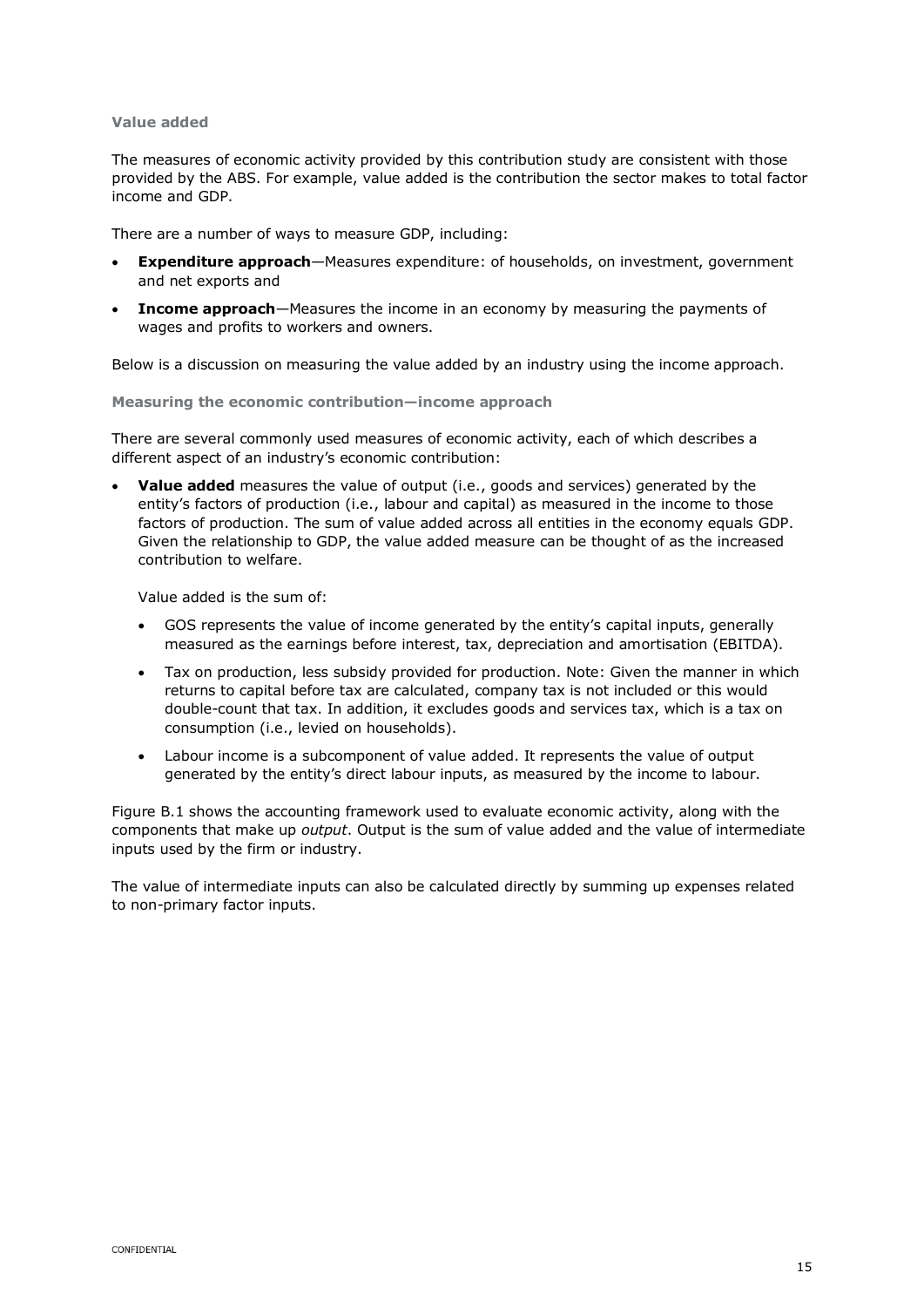### Value added

The measures of economic activity provided by this contribution study are consistent with those provided by the ABS. For example, value added is the contribution the sector makes to total factor income and GDP.

There are a number of ways to measure GDP, including:

- **Expenditure approach**—Measures expenditure: of households, on investment, government and net exports and
- **Income approach**—Measures the income in an economy by measuring the payments of wages and profits to workers and owners.

Below is a discussion on measuring the value added by an industry using the income approach.

### Measuring the economic contribution—income approach

There are several commonly used measures of economic activity, each of which describes a different aspect of an industry's economic contribution:

- **Value added** measures the value of output (i.e., goods and services) generated by the entity's factors of production (i.e., labour and capital) as measured in the income to those factors of production. The sum of value added across all entities in the economy equals GDP. Given the relationship to GDP, the value added measure can be thought of as the increased contribution to welfare.

  Value added is the sum of:

  - GOS represents the value of income generated by the entity's capital inputs, generally measured as the earnings before interest, tax, depreciation and amortisation (EBITDA).
  - Tax on production, less subsidy provided for production. Note: Given the manner in which returns to capital before tax are calculated, company tax is not included or this would double-count that tax. In addition, it excludes goods and services tax, which is a tax on consumption (i.e., levied on households).
  - Labour income is a subcomponent of value added. It represents the value of output generated by the entity's direct labour inputs, as measured by the income to labour.

Figure B.1 shows the accounting framework used to evaluate economic activity, along with the components that make up *output*. Output is the sum of value added and the value of intermediate inputs used by the firm or industry.

The value of intermediate inputs can also be calculated directly by summing up expenses related to non-primary factor inputs.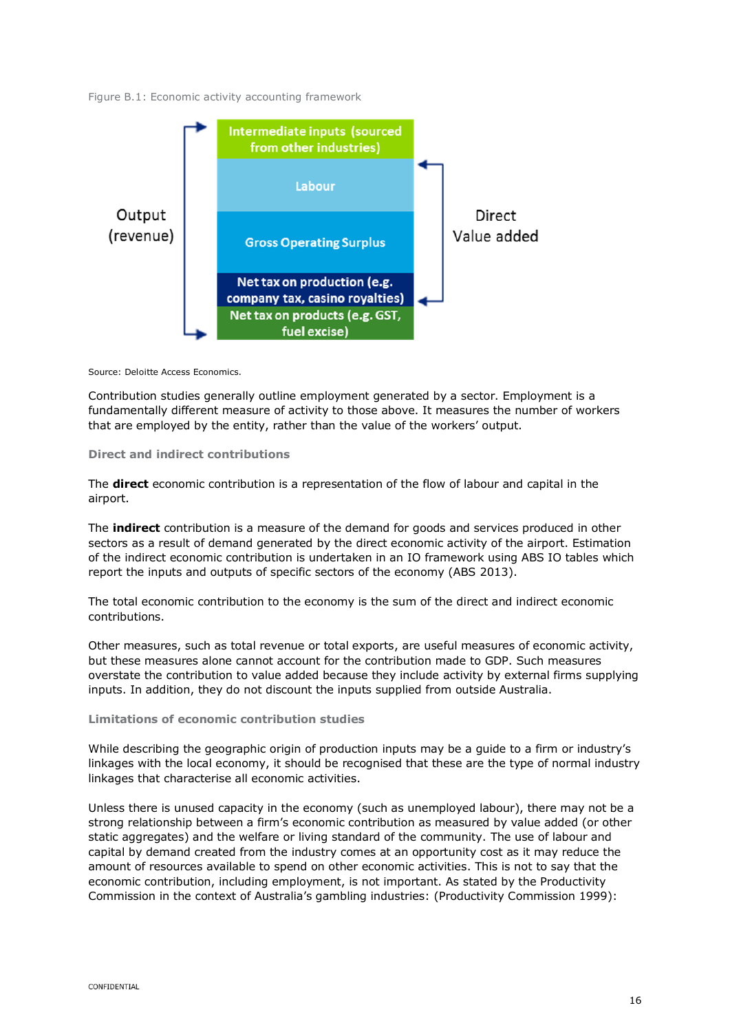Figure B.1: Economic activity accounting framework

| Output (revenue) | | Direct Value added |
|---|---|---|
| | Intermediate inputs (sourced from other industries) | |
| | Labour | |
| | Gross Operating Surplus | |
| | Net tax on production (e.g. company tax, casino royalties) | |
| | Net tax on products (e.g. GST, fuel excise) | |

Source: Deloitte Access Economics.

Contribution studies generally outline employment generated by a sector. Employment is a fundamentally different measure of activity to those above. It measures the number of workers that are employed by the entity, rather than the value of the workers' output.

### Direct and indirect contributions

The **direct** economic contribution is a representation of the flow of labour and capital in the airport.

The **indirect** contribution is a measure of the demand for goods and services produced in other sectors as a result of demand generated by the direct economic activity of the airport. Estimation of the indirect economic contribution is undertaken in an IO framework using ABS IO tables which report the inputs and outputs of specific sectors of the economy (ABS 2013).

The total economic contribution to the economy is the sum of the direct and indirect economic contributions.

Other measures, such as total revenue or total exports, are useful measures of economic activity, but these measures alone cannot account for the contribution made to GDP. Such measures overstate the contribution to value added because they include activity by external firms supplying inputs. In addition, they do not discount the inputs supplied from outside Australia.

### Limitations of economic contribution studies

While describing the geographic origin of production inputs may be a guide to a firm or industry's linkages with the local economy, it should be recognised that these are the type of normal industry linkages that characterise all economic activities.

Unless there is unused capacity in the economy (such as unemployed labour), there may not be a strong relationship between a firm's economic contribution as measured by value added (or other static aggregates) and the welfare or living standard of the community. The use of labour and capital by demand created from the industry comes at an opportunity cost as it may reduce the amount of resources available to spend on other economic activities. This is not to say that the economic contribution, including employment, is not important. As stated by the Productivity Commission in the context of Australia's gambling industries: (Productivity Commission 1999):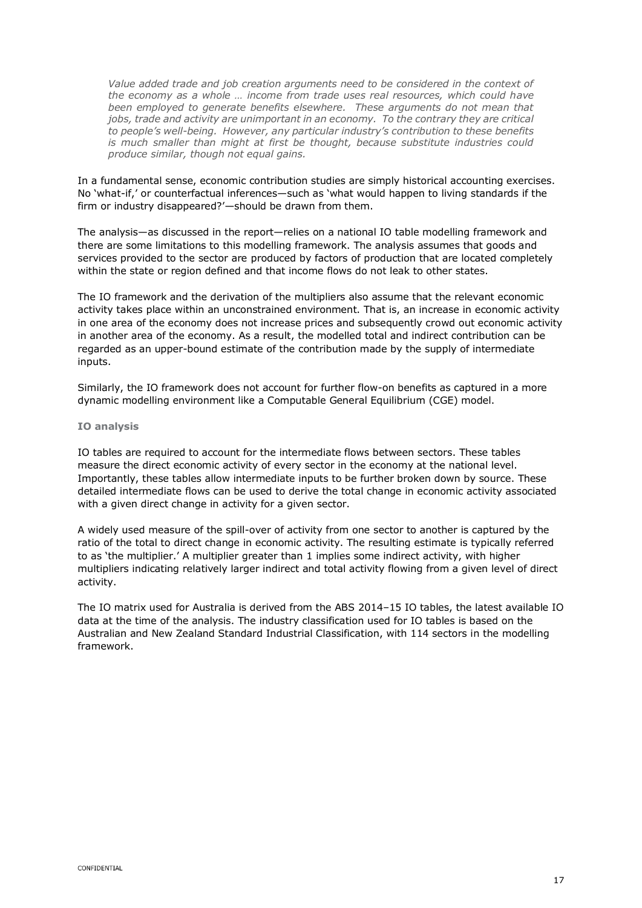> *Value added trade and job creation arguments need to be considered in the context of the economy as a whole … income from trade uses real resources, which could have been employed to generate benefits elsewhere. These arguments do not mean that jobs, trade and activity are unimportant in an economy. To the contrary they are critical to people's well-being. However, any particular industry's contribution to these benefits is much smaller than might at first be thought, because substitute industries could produce similar, though not equal gains.*

In a fundamental sense, economic contribution studies are simply historical accounting exercises. No 'what-if,' or counterfactual inferences—such as 'what would happen to living standards if the firm or industry disappeared?'—should be drawn from them.

The analysis—as discussed in the report—relies on a national IO table modelling framework and there are some limitations to this modelling framework. The analysis assumes that goods and services provided to the sector are produced by factors of production that are located completely within the state or region defined and that income flows do not leak to other states.

The IO framework and the derivation of the multipliers also assume that the relevant economic activity takes place within an unconstrained environment. That is, an increase in economic activity in one area of the economy does not increase prices and subsequently crowd out economic activity in another area of the economy. As a result, the modelled total and indirect contribution can be regarded as an upper-bound estimate of the contribution made by the supply of intermediate inputs.

Similarly, the IO framework does not account for further flow-on benefits as captured in a more dynamic modelling environment like a Computable General Equilibrium (CGE) model.

### IO analysis

IO tables are required to account for the intermediate flows between sectors. These tables measure the direct economic activity of every sector in the economy at the national level. Importantly, these tables allow intermediate inputs to be further broken down by source. These detailed intermediate flows can be used to derive the total change in economic activity associated with a given direct change in activity for a given sector.

A widely used measure of the spill-over of activity from one sector to another is captured by the ratio of the total to direct change in economic activity. The resulting estimate is typically referred to as 'the multiplier.' A multiplier greater than 1 implies some indirect activity, with higher multipliers indicating relatively larger indirect and total activity flowing from a given level of direct activity.

The IO matrix used for Australia is derived from the ABS 2014–15 IO tables, the latest available IO data at the time of the analysis. The industry classification used for IO tables is based on the Australian and New Zealand Standard Industrial Classification, with 114 sectors in the modelling framework.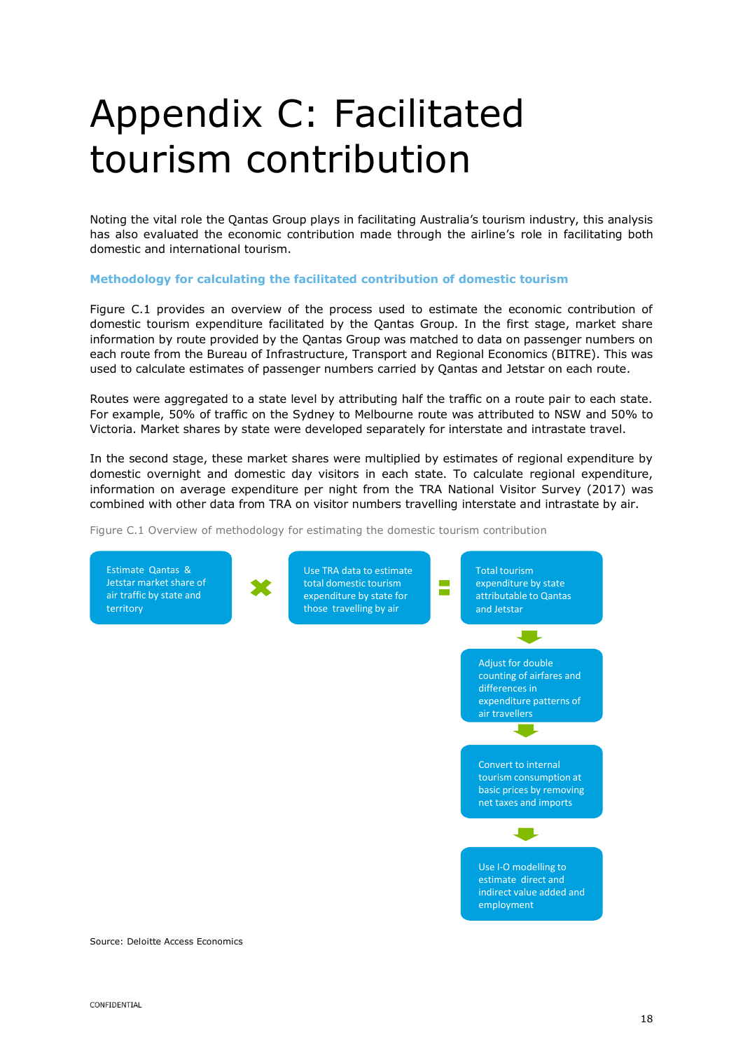# Appendix C: Facilitated tourism contribution

Noting the vital role the Qantas Group plays in facilitating Australia's tourism industry, this analysis has also evaluated the economic contribution made through the airline's role in facilitating both domestic and international tourism.

### Methodology for calculating the facilitated contribution of domestic tourism

Figure C.1 provides an overview of the process used to estimate the economic contribution of domestic tourism expenditure facilitated by the Qantas Group. In the first stage, market share information by route provided by the Qantas Group was matched to data on passenger numbers on each route from the Bureau of Infrastructure, Transport and Regional Economics (BITRE). This was used to calculate estimates of passenger numbers carried by Qantas and Jetstar on each route.

Routes were aggregated to a state level by attributing half the traffic on a route pair to each state. For example, 50% of traffic on the Sydney to Melbourne route was attributed to NSW and 50% to Victoria. Market shares by state were developed separately for interstate and intrastate travel.

In the second stage, these market shares were multiplied by estimates of regional expenditure by domestic overnight and domestic day visitors in each state. To calculate regional expenditure, information on average expenditure per night from the TRA National Visitor Survey (2017) was combined with other data from TRA on visitor numbers travelling interstate and intrastate by air.

Figure C.1 Overview of methodology for estimating the domestic tourism contribution

Estimate Qantas & Jetstar market share of air traffic by state and territory × Use TRA data to estimate total domestic tourism expenditure by state for those travelling by air = Total tourism expenditure by state attributable to Qantas and Jetstar

↓

Adjust for double counting of airfares and differences in expenditure patterns of air travellers

↓

Convert to internal tourism consumption at basic prices by removing net taxes and imports

↓

Use I-O modelling to estimate direct and indirect value added and employment

Source: Deloitte Access Economics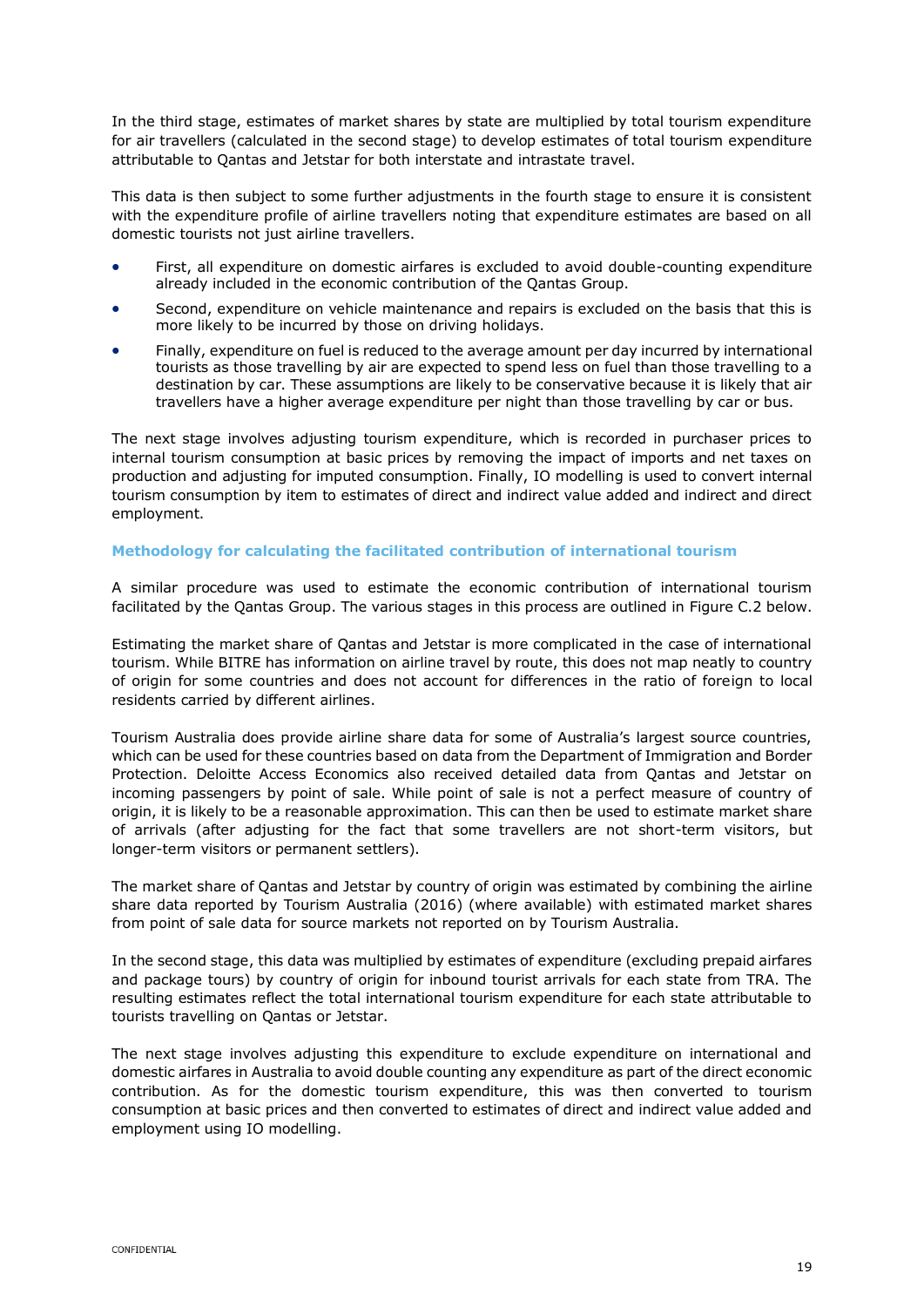In the third stage, estimates of market shares by state are multiplied by total tourism expenditure for air travellers (calculated in the second stage) to develop estimates of total tourism expenditure attributable to Qantas and Jetstar for both interstate and intrastate travel.

This data is then subject to some further adjustments in the fourth stage to ensure it is consistent with the expenditure profile of airline travellers noting that expenditure estimates are based on all domestic tourists not just airline travellers.

- First, all expenditure on domestic airfares is excluded to avoid double-counting expenditure already included in the economic contribution of the Qantas Group.
- Second, expenditure on vehicle maintenance and repairs is excluded on the basis that this is more likely to be incurred by those on driving holidays.
- Finally, expenditure on fuel is reduced to the average amount per day incurred by international tourists as those travelling by air are expected to spend less on fuel than those travelling to a destination by car. These assumptions are likely to be conservative because it is likely that air travellers have a higher average expenditure per night than those travelling by car or bus.

The next stage involves adjusting tourism expenditure, which is recorded in purchaser prices to internal tourism consumption at basic prices by removing the impact of imports and net taxes on production and adjusting for imputed consumption. Finally, IO modelling is used to convert internal tourism consumption by item to estimates of direct and indirect value added and indirect and direct employment.

### Methodology for calculating the facilitated contribution of international tourism

A similar procedure was used to estimate the economic contribution of international tourism facilitated by the Qantas Group. The various stages in this process are outlined in Figure C.2 below.

Estimating the market share of Qantas and Jetstar is more complicated in the case of international tourism. While BITRE has information on airline travel by route, this does not map neatly to country of origin for some countries and does not account for differences in the ratio of foreign to local residents carried by different airlines.

Tourism Australia does provide airline share data for some of Australia's largest source countries, which can be used for these countries based on data from the Department of Immigration and Border Protection. Deloitte Access Economics also received detailed data from Qantas and Jetstar on incoming passengers by point of sale. While point of sale is not a perfect measure of country of origin, it is likely to be a reasonable approximation. This can then be used to estimate market share of arrivals (after adjusting for the fact that some travellers are not short-term visitors, but longer-term visitors or permanent settlers).

The market share of Qantas and Jetstar by country of origin was estimated by combining the airline share data reported by Tourism Australia (2016) (where available) with estimated market shares from point of sale data for source markets not reported on by Tourism Australia.

In the second stage, this data was multiplied by estimates of expenditure (excluding prepaid airfares and package tours) by country of origin for inbound tourist arrivals for each state from TRA. The resulting estimates reflect the total international tourism expenditure for each state attributable to tourists travelling on Qantas or Jetstar.

The next stage involves adjusting this expenditure to exclude expenditure on international and domestic airfares in Australia to avoid double counting any expenditure as part of the direct economic contribution. As for the domestic tourism expenditure, this was then converted to tourism consumption at basic prices and then converted to estimates of direct and indirect value added and employment using IO modelling.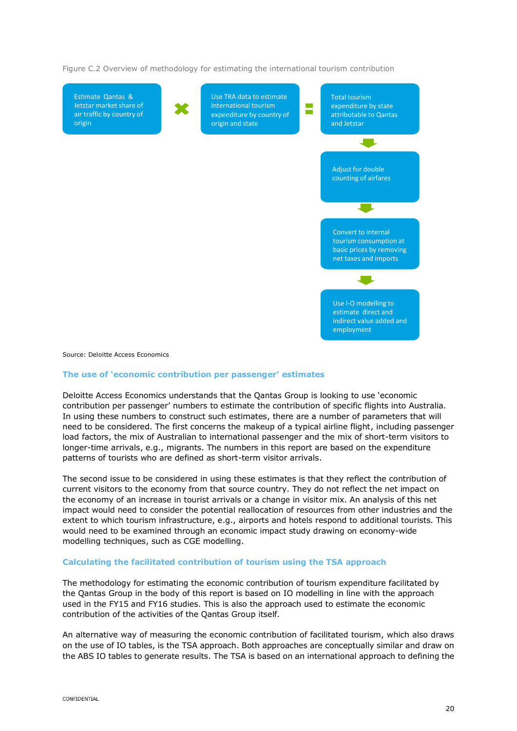Figure C.2 Overview of methodology for estimating the international tourism contribution

Estimate Qantas & Jetstar market share of air traffic by country of origin

×

Use TRA data to estimate international tourism expenditure by country of origin and state

=

Total tourism expenditure by state attributable to Qantas and Jetstar

↓

Adjust for double counting of airfares

↓

Convert to internal tourism consumption at basic prices by removing net taxes and imports

↓

Use I-O modelling to estimate direct and indirect value added and employment

Source: Deloitte Access Economics

### The use of 'economic contribution per passenger' estimates

Deloitte Access Economics understands that the Qantas Group is looking to use 'economic contribution per passenger' numbers to estimate the contribution of specific flights into Australia. In using these numbers to construct such estimates, there are a number of parameters that will need to be considered. The first concerns the makeup of a typical airline flight, including passenger load factors, the mix of Australian to international passenger and the mix of short-term visitors to longer-time arrivals, e.g., migrants. The numbers in this report are based on the expenditure patterns of tourists who are defined as short-term visitor arrivals.

The second issue to be considered in using these estimates is that they reflect the contribution of current visitors to the economy from that source country. They do not reflect the net impact on the economy of an increase in tourist arrivals or a change in visitor mix. An analysis of this net impact would need to consider the potential reallocation of resources from other industries and the extent to which tourism infrastructure, e.g., airports and hotels respond to additional tourists. This would need to be examined through an economic impact study drawing on economy-wide modelling techniques, such as CGE modelling.

### Calculating the facilitated contribution of tourism using the TSA approach

The methodology for estimating the economic contribution of tourism expenditure facilitated by the Qantas Group in the body of this report is based on IO modelling in line with the approach used in the FY15 and FY16 studies. This is also the approach used to estimate the economic contribution of the activities of the Qantas Group itself.

An alternative way of measuring the economic contribution of facilitated tourism, which also draws on the use of IO tables, is the TSA approach. Both approaches are conceptually similar and draw on the ABS IO tables to generate results. The TSA is based on an international approach to defining the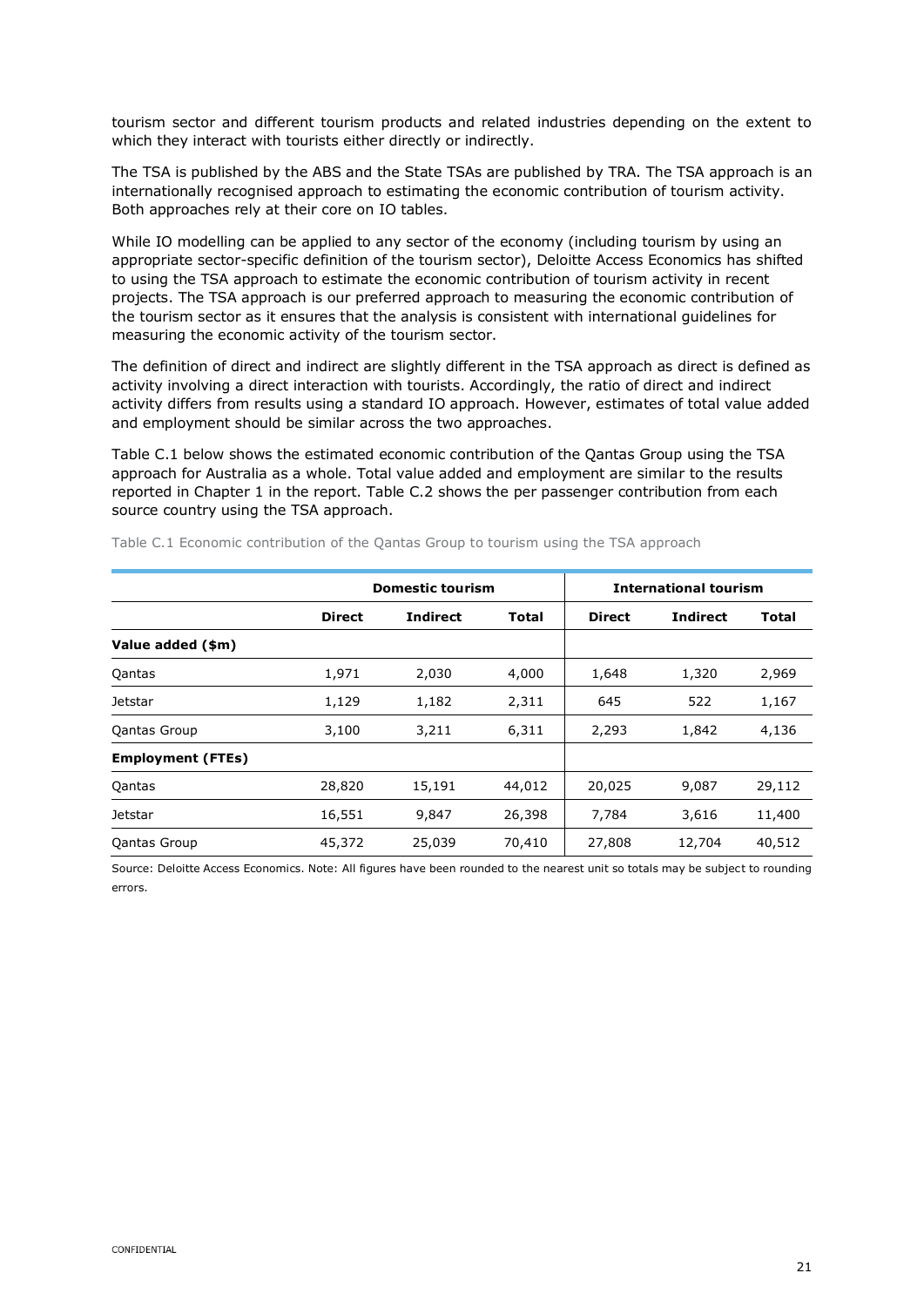tourism sector and different tourism products and related industries depending on the extent to which they interact with tourists either directly or indirectly.

The TSA is published by the ABS and the State TSAs are published by TRA. The TSA approach is an internationally recognised approach to estimating the economic contribution of tourism activity. Both approaches rely at their core on IO tables.

While IO modelling can be applied to any sector of the economy (including tourism by using an appropriate sector-specific definition of the tourism sector), Deloitte Access Economics has shifted to using the TSA approach to estimate the economic contribution of tourism activity in recent projects. The TSA approach is our preferred approach to measuring the economic contribution of the tourism sector as it ensures that the analysis is consistent with international guidelines for measuring the economic activity of the tourism sector.

The definition of direct and indirect are slightly different in the TSA approach as direct is defined as activity involving a direct interaction with tourists. Accordingly, the ratio of direct and indirect activity differs from results using a standard IO approach. However, estimates of total value added and employment should be similar across the two approaches.

Table C.1 below shows the estimated economic contribution of the Qantas Group using the TSA approach for Australia as a whole. Total value added and employment are similar to the results reported in Chapter 1 in the report. Table C.2 shows the per passenger contribution from each source country using the TSA approach.

Table C.1 Economic contribution of the Qantas Group to tourism using the TSA approach

| | **Domestic tourism** | | | **International tourism** | | |
|---|---|---|---|---|---|---|
| | **Direct** | **Indirect** | **Total** | **Direct** | **Indirect** | **Total** |
| **Value added ($m)** | | | | | | |
| Qantas | 1,971 | 2,030 | 4,000 | 1,648 | 1,320 | 2,969 |
| Jetstar | 1,129 | 1,182 | 2,311 | 645 | 522 | 1,167 |
| Qantas Group | 3,100 | 3,211 | 6,311 | 2,293 | 1,842 | 4,136 |
| **Employment (FTEs)** | | | | | | |
| Qantas | 28,820 | 15,191 | 44,012 | 20,025 | 9,087 | 29,112 |
| Jetstar | 16,551 | 9,847 | 26,398 | 7,784 | 3,616 | 11,400 |
| Qantas Group | 45,372 | 25,039 | 70,410 | 27,808 | 12,704 | 40,512 |

Source: Deloitte Access Economics. Note: All figures have been rounded to the nearest unit so totals may be subject to rounding errors.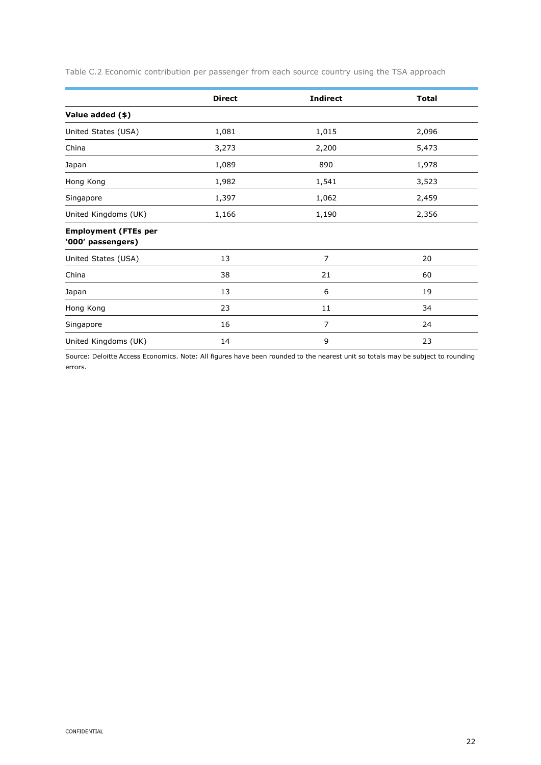Table C.2 Economic contribution per passenger from each source country using the TSA approach

| | Direct | Indirect | Total |
|---|---|---|---|
| **Value added ($)** | | | |
| United States (USA) | 1,081 | 1,015 | 2,096 |
| China | 3,273 | 2,200 | 5,473 |
| Japan | 1,089 | 890 | 1,978 |
| Hong Kong | 1,982 | 1,541 | 3,523 |
| Singapore | 1,397 | 1,062 | 2,459 |
| United Kingdoms (UK) | 1,166 | 1,190 | 2,356 |
| **Employment (FTEs per '000' passengers)** | | | |
| United States (USA) | 13 | 7 | 20 |
| China | 38 | 21 | 60 |
| Japan | 13 | 6 | 19 |
| Hong Kong | 23 | 11 | 34 |
| Singapore | 16 | 7 | 24 |
| United Kingdoms (UK) | 14 | 9 | 23 |

Source: Deloitte Access Economics. Note: All figures have been rounded to the nearest unit so totals may be subject to rounding errors.

CONFIDENTIAL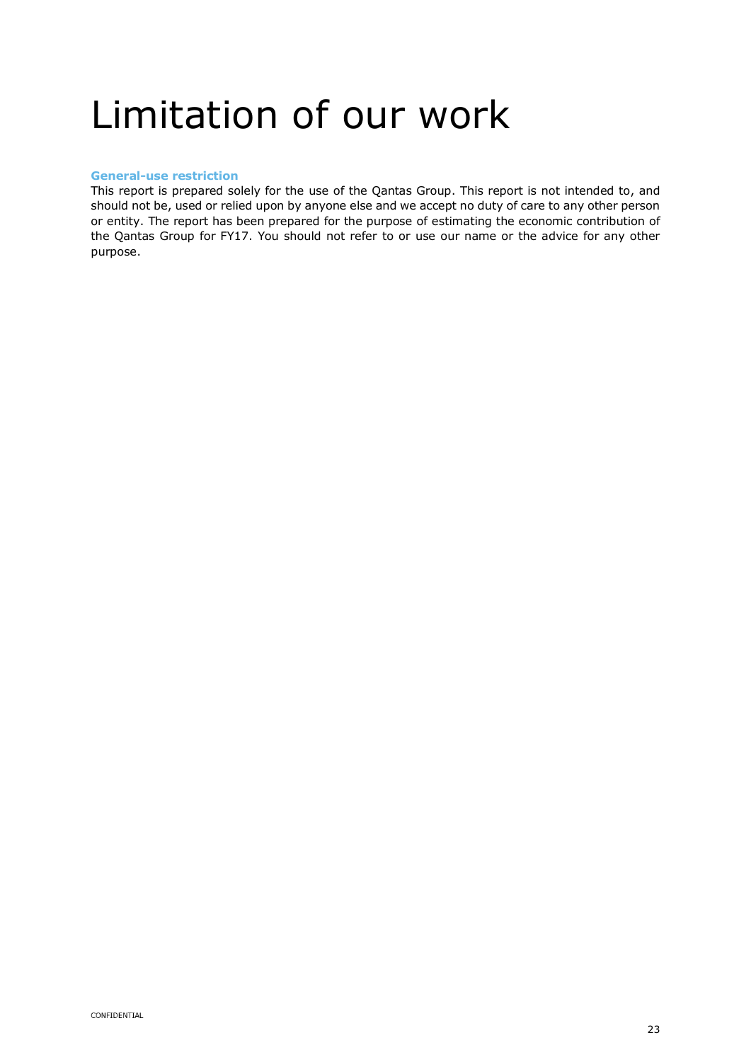# Limitation of our work

**General-use restriction**

This report is prepared solely for the use of the Qantas Group. This report is not intended to, and should not be, used or relied upon by anyone else and we accept no duty of care to any other person or entity. The report has been prepared for the purpose of estimating the economic contribution of the Qantas Group for FY17. You should not refer to or use our name or the advice for any other purpose.

CONFIDENTIAL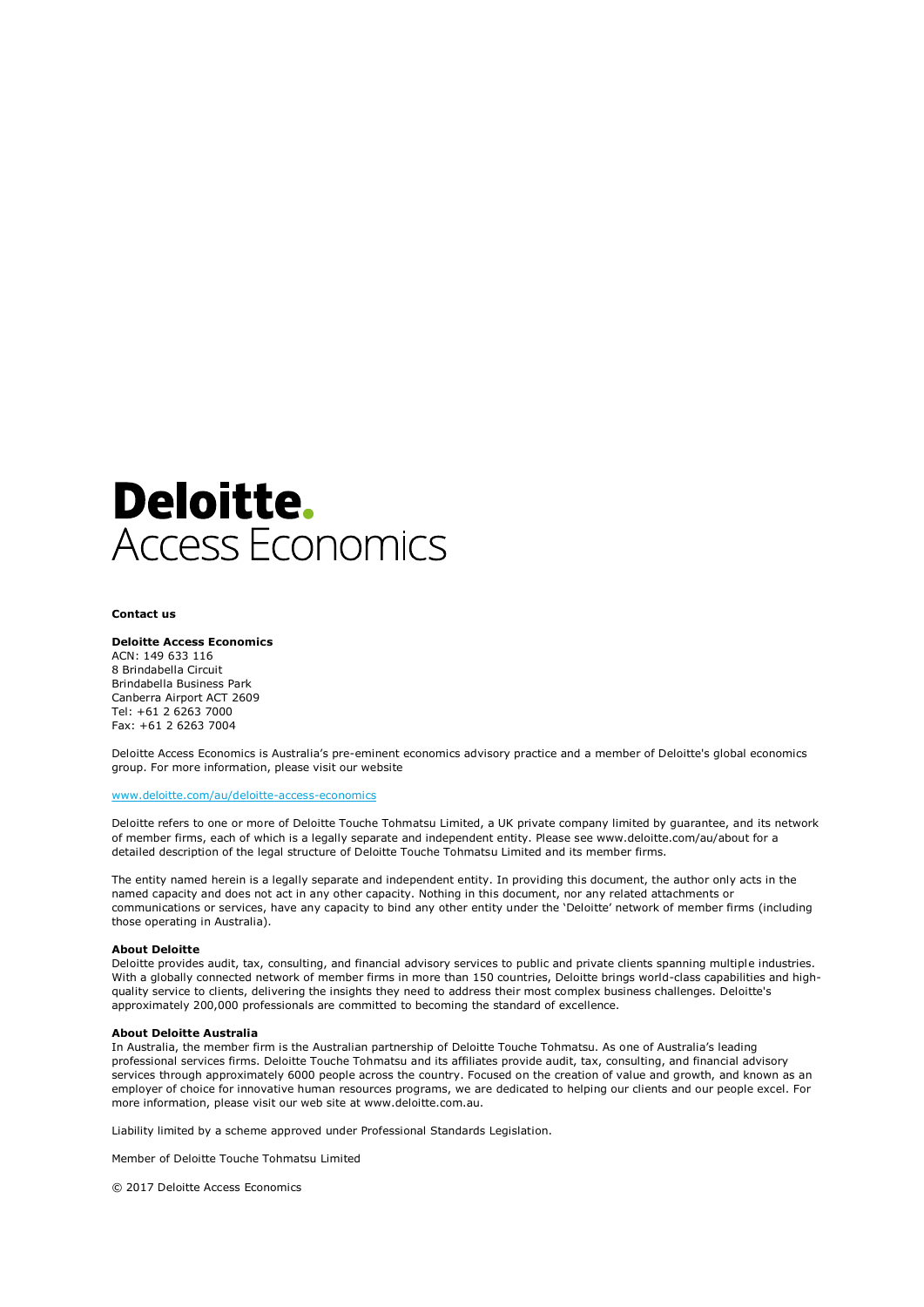**Deloitte.**
Access Economics

**Contact us**

**Deloitte Access Economics**
ACN: 149 633 116
8 Brindabella Circuit
Brindabella Business Park
Canberra Airport ACT 2609
Tel: +61 2 6263 7000
Fax: +61 2 6263 7004

Deloitte Access Economics is Australia's pre-eminent economics advisory practice and a member of Deloitte's global economics group. For more information, please visit our website

www.deloitte.com/au/deloitte-access-economics

Deloitte refers to one or more of Deloitte Touche Tohmatsu Limited, a UK private company limited by guarantee, and its network of member firms, each of which is a legally separate and independent entity. Please see www.deloitte.com/au/about for a detailed description of the legal structure of Deloitte Touche Tohmatsu Limited and its member firms.

The entity named herein is a legally separate and independent entity. In providing this document, the author only acts in the named capacity and does not act in any other capacity. Nothing in this document, nor any related attachments or communications or services, have any capacity to bind any other entity under the 'Deloitte' network of member firms (including those operating in Australia).

**About Deloitte**
Deloitte provides audit, tax, consulting, and financial advisory services to public and private clients spanning multiple industries. With a globally connected network of member firms in more than 150 countries, Deloitte brings world-class capabilities and high-quality service to clients, delivering the insights they need to address their most complex business challenges. Deloitte's approximately 200,000 professionals are committed to becoming the standard of excellence.

**About Deloitte Australia**
In Australia, the member firm is the Australian partnership of Deloitte Touche Tohmatsu. As one of Australia's leading professional services firms. Deloitte Touche Tohmatsu and its affiliates provide audit, tax, consulting, and financial advisory services through approximately 6000 people across the country. Focused on the creation of value and growth, and known as an employer of choice for innovative human resources programs, we are dedicated to helping our clients and our people excel. For more information, please visit our web site at www.deloitte.com.au.

Liability limited by a scheme approved under Professional Standards Legislation.

Member of Deloitte Touche Tohmatsu Limited

© 2017 Deloitte Access Economics